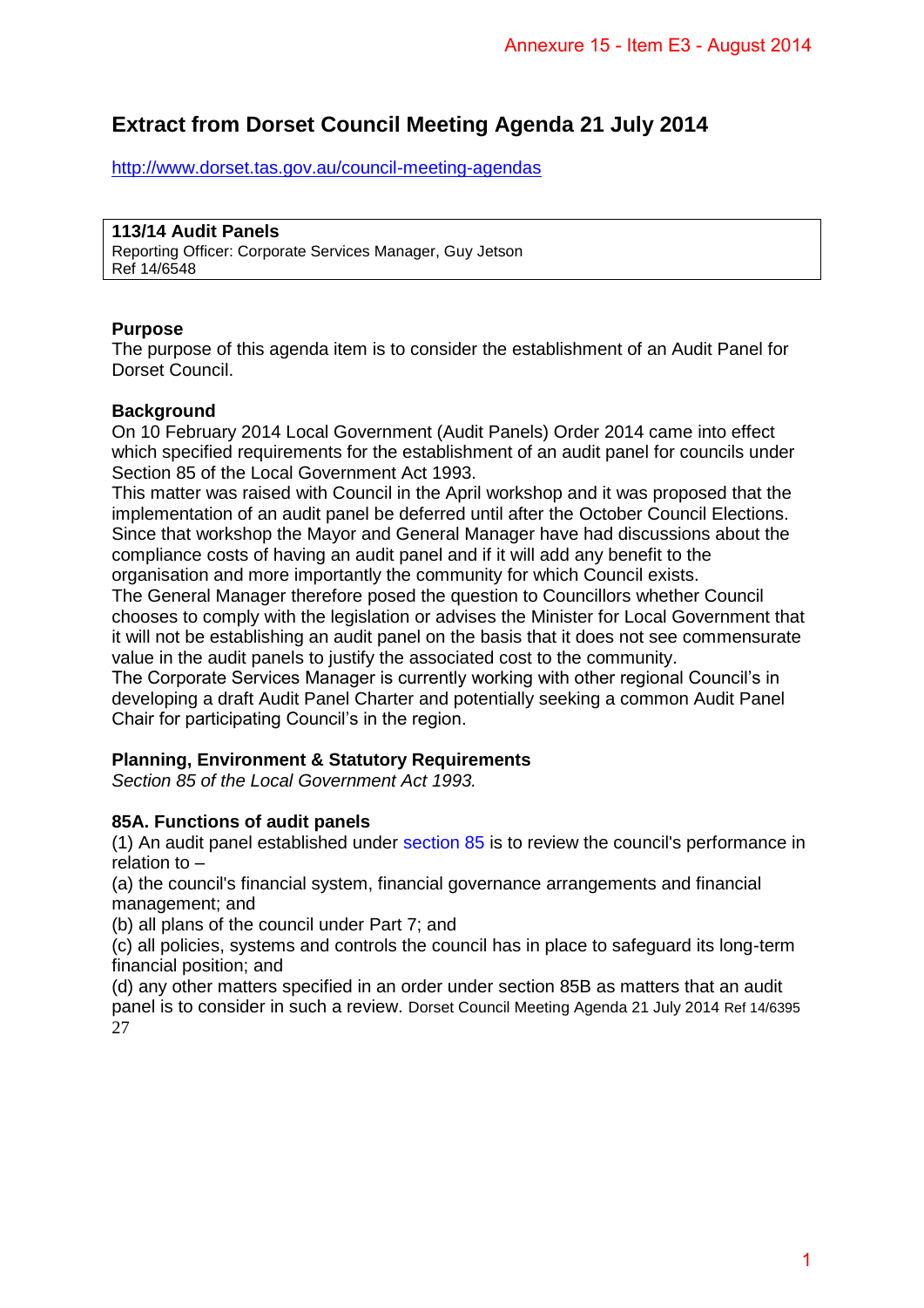# Extract from Dorset Council Meeting Agenda 21 July 2014

http://www.dorset.tas.gov.au/council-meeting-agendas

**113/14 Audit Panels**
Reporting Officer: Corporate Services Manager, Guy Jetson
Ref 14/6548

**Purpose**
The purpose of this agenda item is to consider the establishment of an Audit Panel for Dorset Council.

**Background**
On 10 February 2014 Local Government (Audit Panels) Order 2014 came into effect which specified requirements for the establishment of an audit panel for councils under Section 85 of the Local Government Act 1993.
This matter was raised with Council in the April workshop and it was proposed that the implementation of an audit panel be deferred until after the October Council Elections. Since that workshop the Mayor and General Manager have had discussions about the compliance costs of having an audit panel and if it will add any benefit to the organisation and more importantly the community for which Council exists.
The General Manager therefore posed the question to Councillors whether Council chooses to comply with the legislation or advises the Minister for Local Government that it will not be establishing an audit panel on the basis that it does not see commensurate value in the audit panels to justify the associated cost to the community.
The Corporate Services Manager is currently working with other regional Council's in developing a draft Audit Panel Charter and potentially seeking a common Audit Panel Chair for participating Council's in the region.

**Planning, Environment & Statutory Requirements**
*Section 85 of the Local Government Act 1993.*

**85A. Functions of audit panels**
(1) An audit panel established under section 85 is to review the council's performance in relation to –
(a) the council's financial system, financial governance arrangements and financial management; and
(b) all plans of the council under Part 7; and
(c) all policies, systems and controls the council has in place to safeguard its long-term financial position; and
(d) any other matters specified in an order under section 85B as matters that an audit panel is to consider in such a review. Dorset Council Meeting Agenda 21 July 2014 Ref 14/6395
27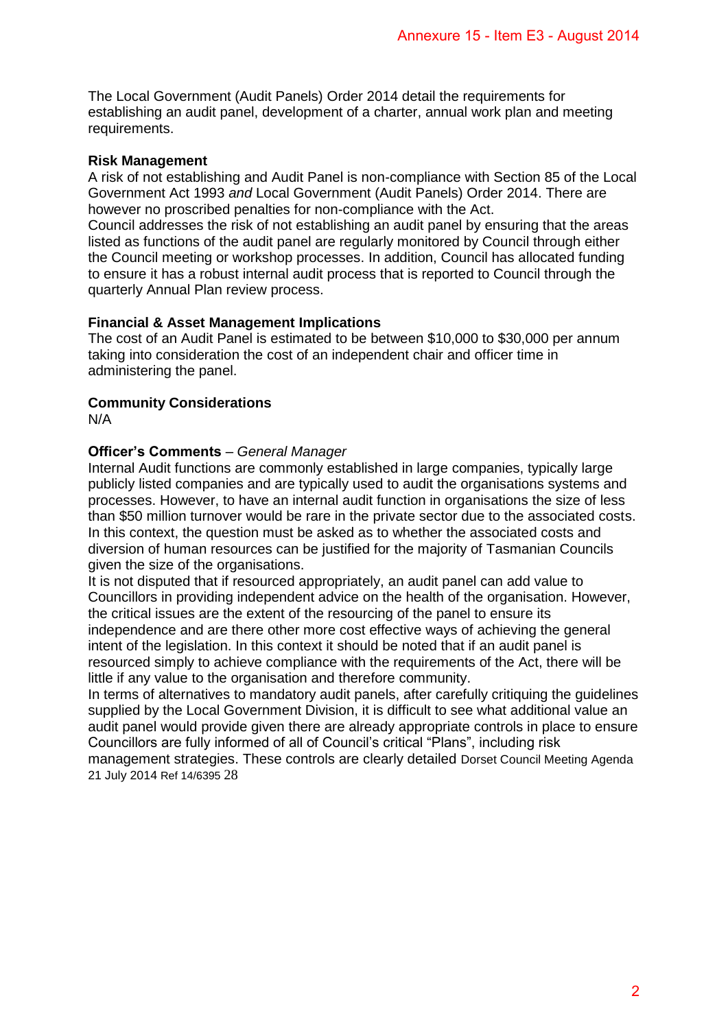The Local Government (Audit Panels) Order 2014 detail the requirements for establishing an audit panel, development of a charter, annual work plan and meeting requirements.

**Risk Management**

A risk of not establishing and Audit Panel is non-compliance with Section 85 of the Local Government Act 1993 *and* Local Government (Audit Panels) Order 2014. There are however no proscribed penalties for non-compliance with the Act.

Council addresses the risk of not establishing an audit panel by ensuring that the areas listed as functions of the audit panel are regularly monitored by Council through either the Council meeting or workshop processes. In addition, Council has allocated funding to ensure it has a robust internal audit process that is reported to Council through the quarterly Annual Plan review process.

**Financial & Asset Management Implications**

The cost of an Audit Panel is estimated to be between $10,000 to $30,000 per annum taking into consideration the cost of an independent chair and officer time in administering the panel.

**Community Considerations**

N/A

**Officer's Comments** – *General Manager*

Internal Audit functions are commonly established in large companies, typically large publicly listed companies and are typically used to audit the organisations systems and processes. However, to have an internal audit function in organisations the size of less than $50 million turnover would be rare in the private sector due to the associated costs. In this context, the question must be asked as to whether the associated costs and diversion of human resources can be justified for the majority of Tasmanian Councils given the size of the organisations.

It is not disputed that if resourced appropriately, an audit panel can add value to Councillors in providing independent advice on the health of the organisation. However, the critical issues are the extent of the resourcing of the panel to ensure its independence and are there other more cost effective ways of achieving the general intent of the legislation. In this context it should be noted that if an audit panel is resourced simply to achieve compliance with the requirements of the Act, there will be little if any value to the organisation and therefore community.

In terms of alternatives to mandatory audit panels, after carefully critiquing the guidelines supplied by the Local Government Division, it is difficult to see what additional value an audit panel would provide given there are already appropriate controls in place to ensure Councillors are fully informed of all of Council's critical "Plans", including risk management strategies. These controls are clearly detailed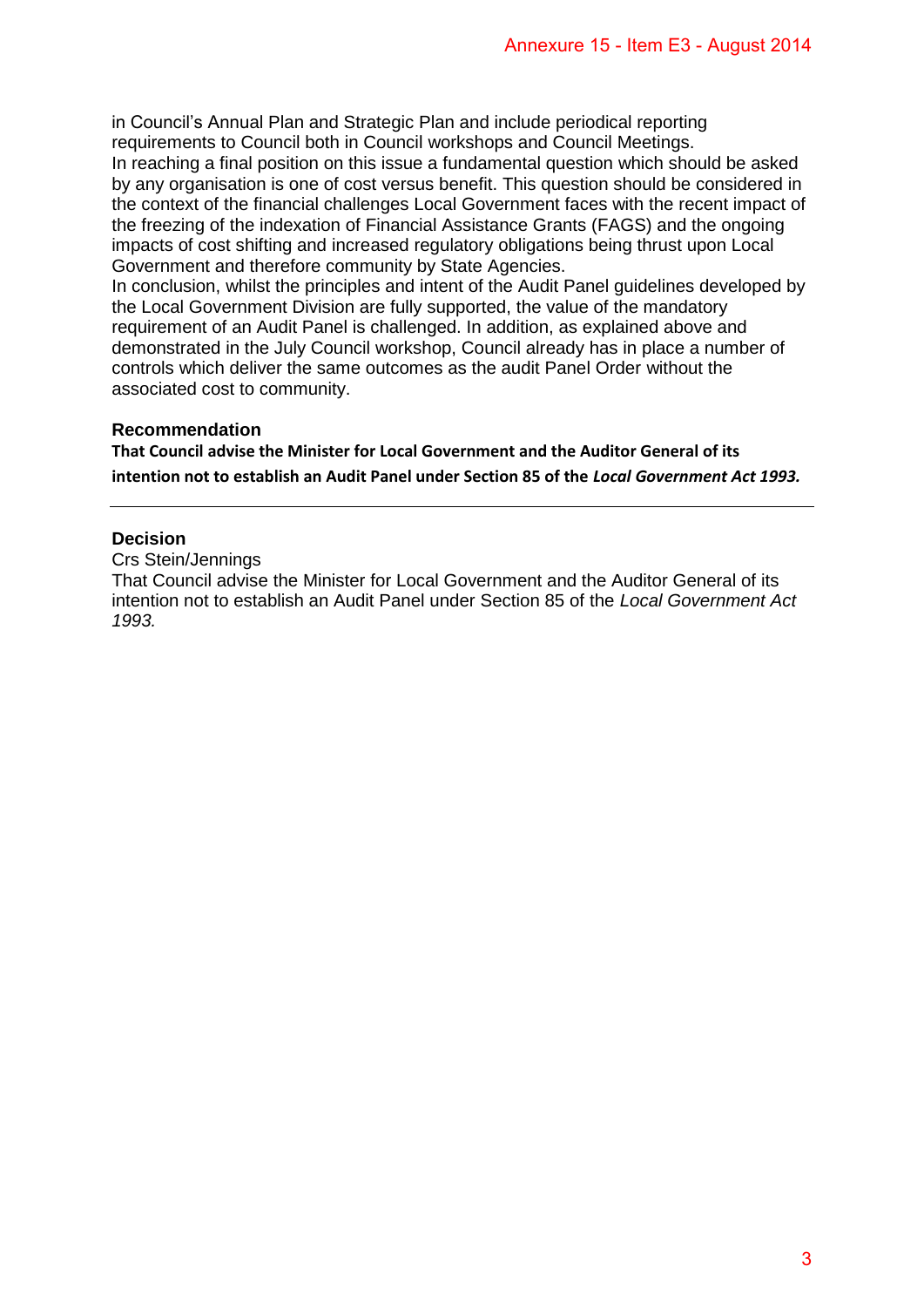in Council's Annual Plan and Strategic Plan and include periodical reporting requirements to Council both in Council workshops and Council Meetings.

In reaching a final position on this issue a fundamental question which should be asked by any organisation is one of cost versus benefit. This question should be considered in the context of the financial challenges Local Government faces with the recent impact of the freezing of the indexation of Financial Assistance Grants (FAGS) and the ongoing impacts of cost shifting and increased regulatory obligations being thrust upon Local Government and therefore community by State Agencies.

In conclusion, whilst the principles and intent of the Audit Panel guidelines developed by the Local Government Division are fully supported, the value of the mandatory requirement of an Audit Panel is challenged. In addition, as explained above and demonstrated in the July Council workshop, Council already has in place a number of controls which deliver the same outcomes as the audit Panel Order without the associated cost to community.

**Recommendation**

**That Council advise the Minister for Local Government and the Auditor General of its intention not to establish an Audit Panel under Section 85 of the *Local Government Act 1993.***

---

**Decision**

Crs Stein/Jennings

That Council advise the Minister for Local Government and the Auditor General of its intention not to establish an Audit Panel under Section 85 of the *Local Government Act 1993.*